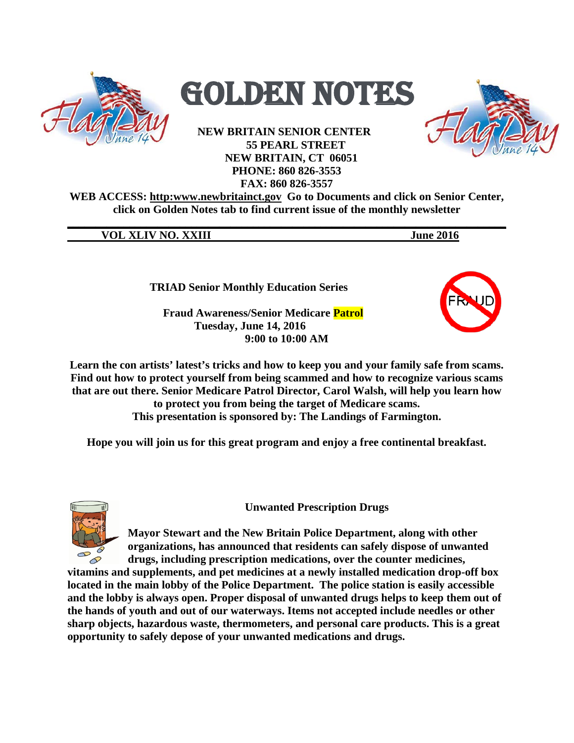# GOLDEN NOTES

**NEW BRITAIN SENIOR CENTER**
**55 PEARL STREET**
**NEW BRITAIN, CT 06051**
**PHONE: 860 826-3553**
**FAX: 860 826-3557**

**WEB ACCESS: http:www.newbritainct.gov Go to Documents and click on Senior Center, click on Golden Notes tab to find current issue of the monthly newsletter**

**VOL XLIV NO. XXIII** **June 2016**

## TRIAD Senior Monthly Education Series

**Fraud Awareness/Senior Medicare Patrol**
**Tuesday, June 14, 2016**
**9:00 to 10:00 AM**

**Learn the con artists' latest's tricks and how to keep you and your family safe from scams. Find out how to protect yourself from being scammed and how to recognize various scams that are out there. Senior Medicare Patrol Director, Carol Walsh, will help you learn how to protect you from being the target of Medicare scams.**
**This presentation is sponsored by: The Landings of Farmington.**

**Hope you will join us for this great program and enjoy a free continental breakfast.**

## Unwanted Prescription Drugs

**Mayor Stewart and the New Britain Police Department, along with other organizations, has announced that residents can safely dispose of unwanted drugs, including prescription medications, over the counter medicines, vitamins and supplements, and pet medicines at a newly installed medication drop-off box located in the main lobby of the Police Department. The police station is easily accessible and the lobby is always open. Proper disposal of unwanted drugs helps to keep them out of the hands of youth and out of our waterways. Items not accepted include needles or other sharp objects, hazardous waste, thermometers, and personal care products. This is a great opportunity to safely depose of your unwanted medications and drugs.**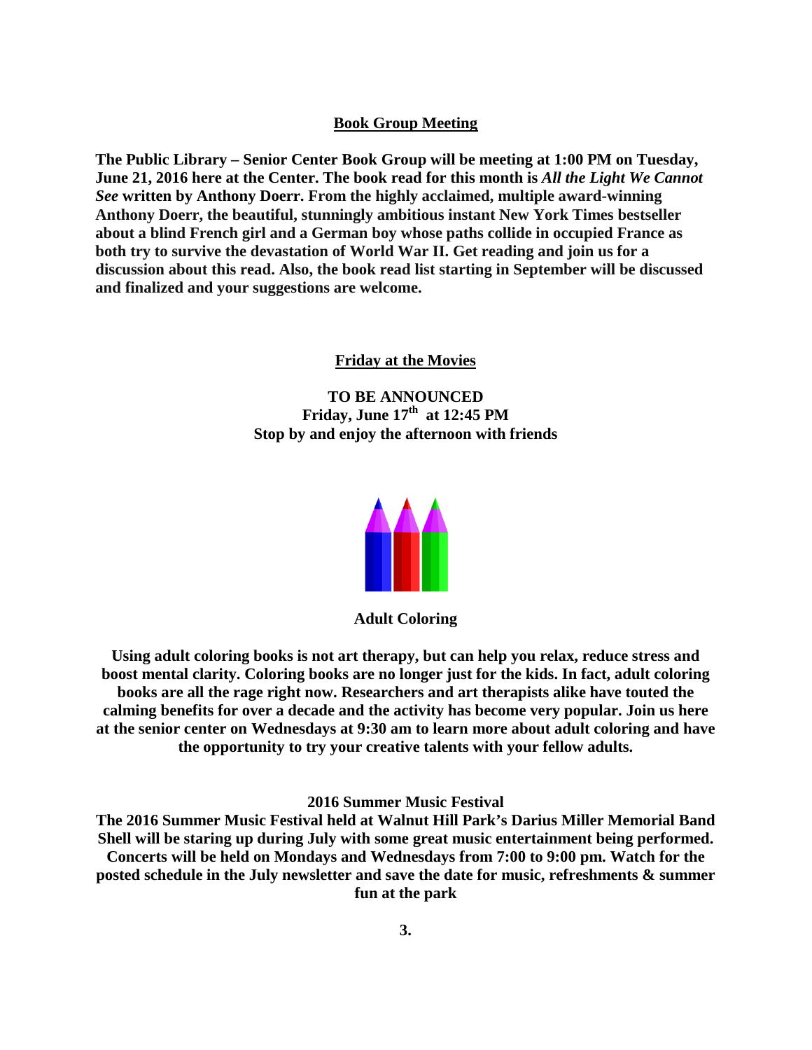## Book Group Meeting

**The Public Library – Senior Center Book Group will be meeting at 1:00 PM on Tuesday, June 21, 2016 here at the Center. The book read for this month is *All the Light We Cannot See* written by Anthony Doerr. From the highly acclaimed, multiple award-winning Anthony Doerr, the beautiful, stunningly ambitious instant New York Times bestseller about a blind French girl and a German boy whose paths collide in occupied France as both try to survive the devastation of World War II. Get reading and join us for a discussion about this read. Also, the book read list starting in September will be discussed and finalized and your suggestions are welcome.**

## Friday at the Movies

**TO BE ANNOUNCED**
**Friday, June 17th at 12:45 PM**
**Stop by and enjoy the afternoon with friends**

## Adult Coloring

**Using adult coloring books is not art therapy, but can help you relax, reduce stress and boost mental clarity. Coloring books are no longer just for the kids. In fact, adult coloring books are all the rage right now. Researchers and art therapists alike have touted the calming benefits for over a decade and the activity has become very popular. Join us here at the senior center on Wednesdays at 9:30 am to learn more about adult coloring and have the opportunity to try your creative talents with your fellow adults.**

## 2016 Summer Music Festival

**The 2016 Summer Music Festival held at Walnut Hill Park's Darius Miller Memorial Band Shell will be staring up during July with some great music entertainment being performed. Concerts will be held on Mondays and Wednesdays from 7:00 to 9:00 pm. Watch for the posted schedule in the July newsletter and save the date for music, refreshments & summer fun at the park**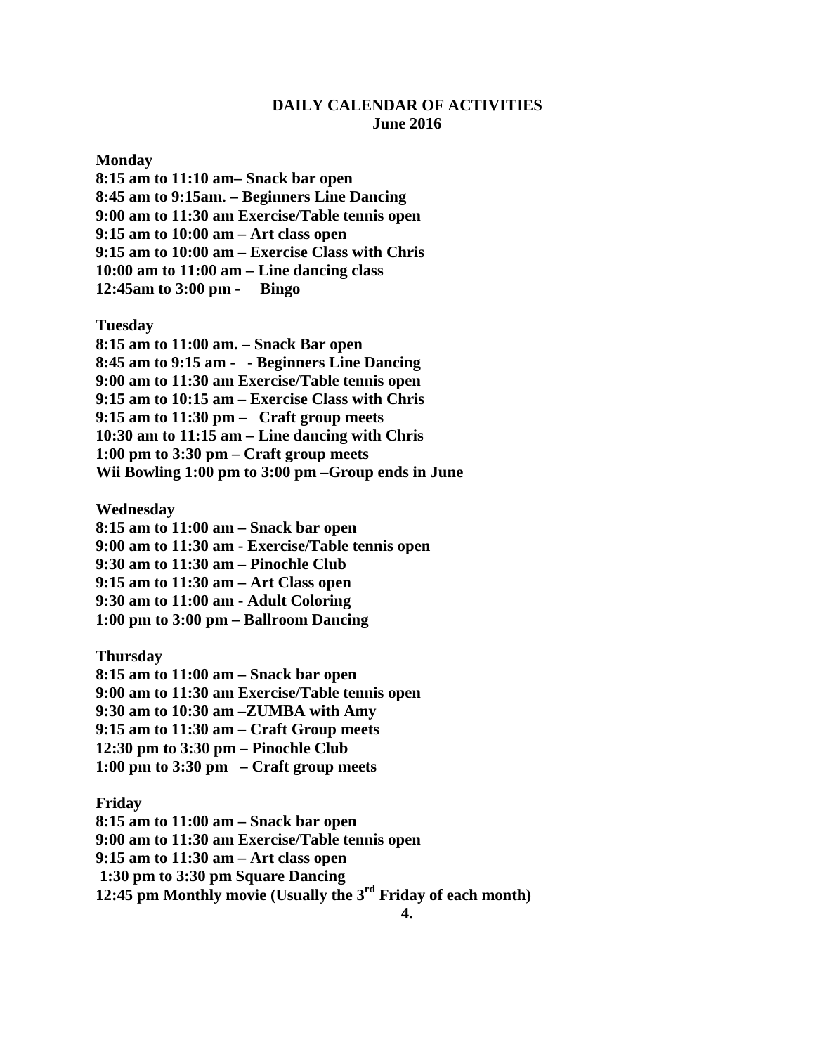# DAILY CALENDAR OF ACTIVITIES
## June 2016

**Monday**
**8:15 am to 11:10 am– Snack bar open**
**8:45 am to 9:15am. – Beginners Line Dancing**
**9:00 am to 11:30 am Exercise/Table tennis open**
**9:15 am to 10:00 am – Art class open**
**9:15 am to 10:00 am – Exercise Class with Chris**
**10:00 am to 11:00 am – Line dancing class**
**12:45am to 3:00 pm - Bingo**

**Tuesday**
**8:15 am to 11:00 am. – Snack Bar open**
**8:45 am to 9:15 am - - Beginners Line Dancing**
**9:00 am to 11:30 am Exercise/Table tennis open**
**9:15 am to 10:15 am – Exercise Class with Chris**
**9:15 am to 11:30 pm – Craft group meets**
**10:30 am to 11:15 am – Line dancing with Chris**
**1:00 pm to 3:30 pm – Craft group meets**
**Wii Bowling 1:00 pm to 3:00 pm –Group ends in June**

**Wednesday**
**8:15 am to 11:00 am – Snack bar open**
**9:00 am to 11:30 am - Exercise/Table tennis open**
**9:30 am to 11:30 am – Pinochle Club**
**9:15 am to 11:30 am – Art Class open**
**9:30 am to 11:00 am - Adult Coloring**
**1:00 pm to 3:00 pm – Ballroom Dancing**

**Thursday**
**8:15 am to 11:00 am – Snack bar open**
**9:00 am to 11:30 am Exercise/Table tennis open**
**9:30 am to 10:30 am –ZUMBA with Amy**
**9:15 am to 11:30 am – Craft Group meets**
**12:30 pm to 3:30 pm – Pinochle Club**
**1:00 pm to 3:30 pm – Craft group meets**

**Friday**
**8:15 am to 11:00 am – Snack bar open**
**9:00 am to 11:30 am Exercise/Table tennis open**
**9:15 am to 11:30 am – Art class open**
**1:30 pm to 3:30 pm Square Dancing**
**12:45 pm Monthly movie (Usually the 3rd Friday of each month)**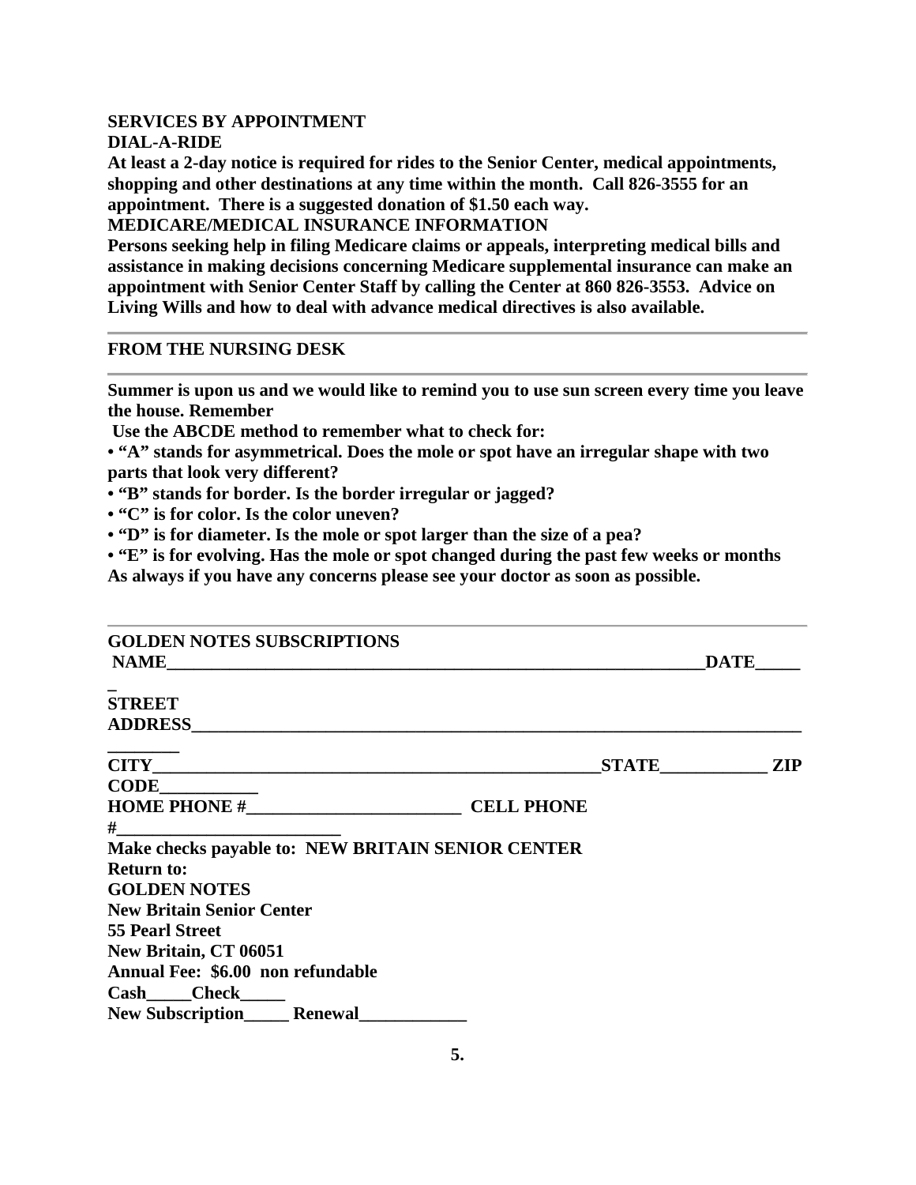**SERVICES BY APPOINTMENT**

**DIAL-A-RIDE**

**At least a 2-day notice is required for rides to the Senior Center, medical appointments, shopping and other destinations at any time within the month. Call 826-3555 for an appointment. There is a suggested donation of $1.50 each way.**

**MEDICARE/MEDICAL INSURANCE INFORMATION**

**Persons seeking help in filing Medicare claims or appeals, interpreting medical bills and assistance in making decisions concerning Medicare supplemental insurance can make an appointment with Senior Center Staff by calling the Center at 860 826-3553. Advice on Living Wills and how to deal with advance medical directives is also available.**

---

**FROM THE NURSING DESK**

---

**Summer is upon us and we would like to remind you to use sun screen every time you leave the house. Remember**

**Use the ABCDE method to remember what to check for:**

- **"A" stands for asymmetrical. Does the mole or spot have an irregular shape with two parts that look very different?**
- **"B" stands for border. Is the border irregular or jagged?**
- **"C" is for color. Is the color uneven?**
- **"D" is for diameter. Is the mole or spot larger than the size of a pea?**
- **"E" is for evolving. Has the mole or spot changed during the past few weeks or months**

**As always if you have any concerns please see your doctor as soon as possible.**

---

**GOLDEN NOTES SUBSCRIPTIONS**

**NAME_______________________________________________________________DATE______**

**STREET ADDRESS_________________________________________________________________**

**CITY____________________________________________________STATE____________ ZIP CODE___________**

**HOME PHONE #________________________ CELL PHONE #_________________________**

**Make checks payable to: NEW BRITAIN SENIOR CENTER**

**Return to:**

**GOLDEN NOTES**

**New Britain Senior Center**

**55 Pearl Street**

**New Britain, CT 06051**

**Annual Fee: $6.00 non refundable**

**Cash_____Check_____**

**New Subscription_____ Renewal____________**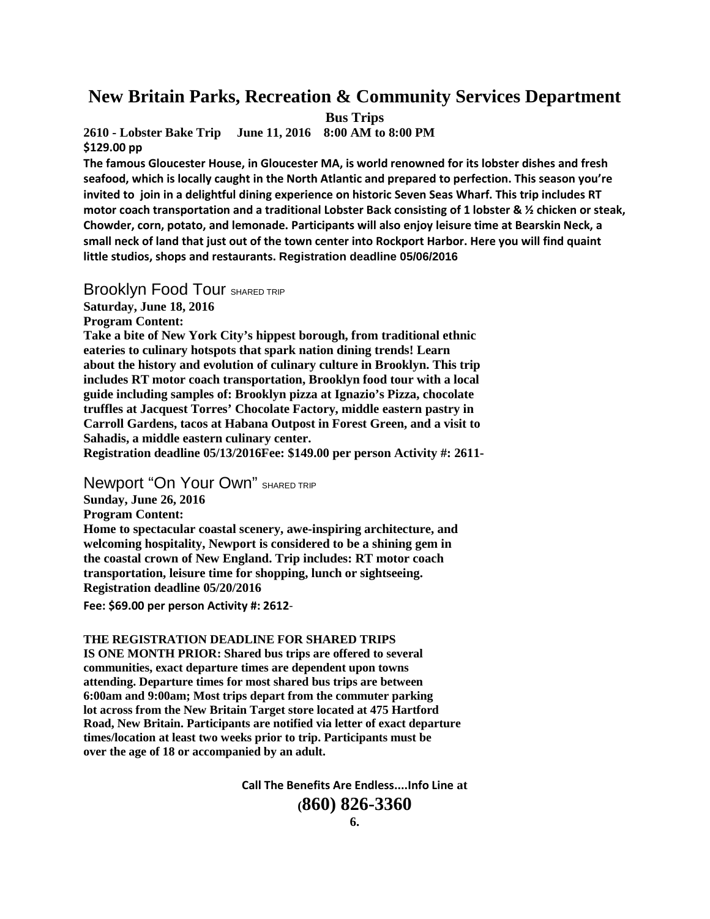# New Britain Parks, Recreation & Community Services Department

**Bus Trips**

**2610 - Lobster Bake Trip June 11, 2016 8:00 AM to 8:00 PM**
**$129.00 pp**

**The famous Gloucester House, in Gloucester MA, is world renowned for its lobster dishes and fresh seafood, which is locally caught in the North Atlantic and prepared to perfection. This season you're invited to join in a delightful dining experience on historic Seven Seas Wharf. This trip includes RT motor coach transportation and a traditional Lobster Back consisting of 1 lobster & ½ chicken or steak, Chowder, corn, potato, and lemonade. Participants will also enjoy leisure time at Bearskin Neck, a small neck of land that just out of the town center into Rockport Harbor. Here you will find quaint little studios, shops and restaurants. Registration deadline 05/06/2016**

## Brooklyn Food Tour SHARED TRIP

**Saturday, June 18, 2016**
**Program Content:**
**Take a bite of New York City's hippest borough, from traditional ethnic eateries to culinary hotspots that spark nation dining trends! Learn about the history and evolution of culinary culture in Brooklyn. This trip includes RT motor coach transportation, Brooklyn food tour with a local guide including samples of: Brooklyn pizza at Ignazio's Pizza, chocolate truffles at Jacquest Torres' Chocolate Factory, middle eastern pastry in Carroll Gardens, tacos at Habana Outpost in Forest Green, and a visit to Sahadis, a middle eastern culinary center.**
**Registration deadline 05/13/2016Fee: $149.00 per person Activity #: 2611-**

## Newport "On Your Own" SHARED TRIP

**Sunday, June 26, 2016**
**Program Content:**
**Home to spectacular coastal scenery, awe-inspiring architecture, and welcoming hospitality, Newport is considered to be a shining gem in the coastal crown of New England. Trip includes: RT motor coach transportation, leisure time for shopping, lunch or sightseeing.**
**Registration deadline 05/20/2016**

**Fee: $69.00 per person Activity #: 2612**-

**THE REGISTRATION DEADLINE FOR SHARED TRIPS IS ONE MONTH PRIOR: Shared bus trips are offered to several communities, exact departure times are dependent upon towns attending. Departure times for most shared bus trips are between 6:00am and 9:00am; Most trips depart from the commuter parking lot across from the New Britain Target store located at 475 Hartford Road, New Britain. Participants are notified via letter of exact departure times/location at least two weeks prior to trip. Participants must be over the age of 18 or accompanied by an adult.**

**Call The Benefits Are Endless....Info Line at**
**(860) 826-3360**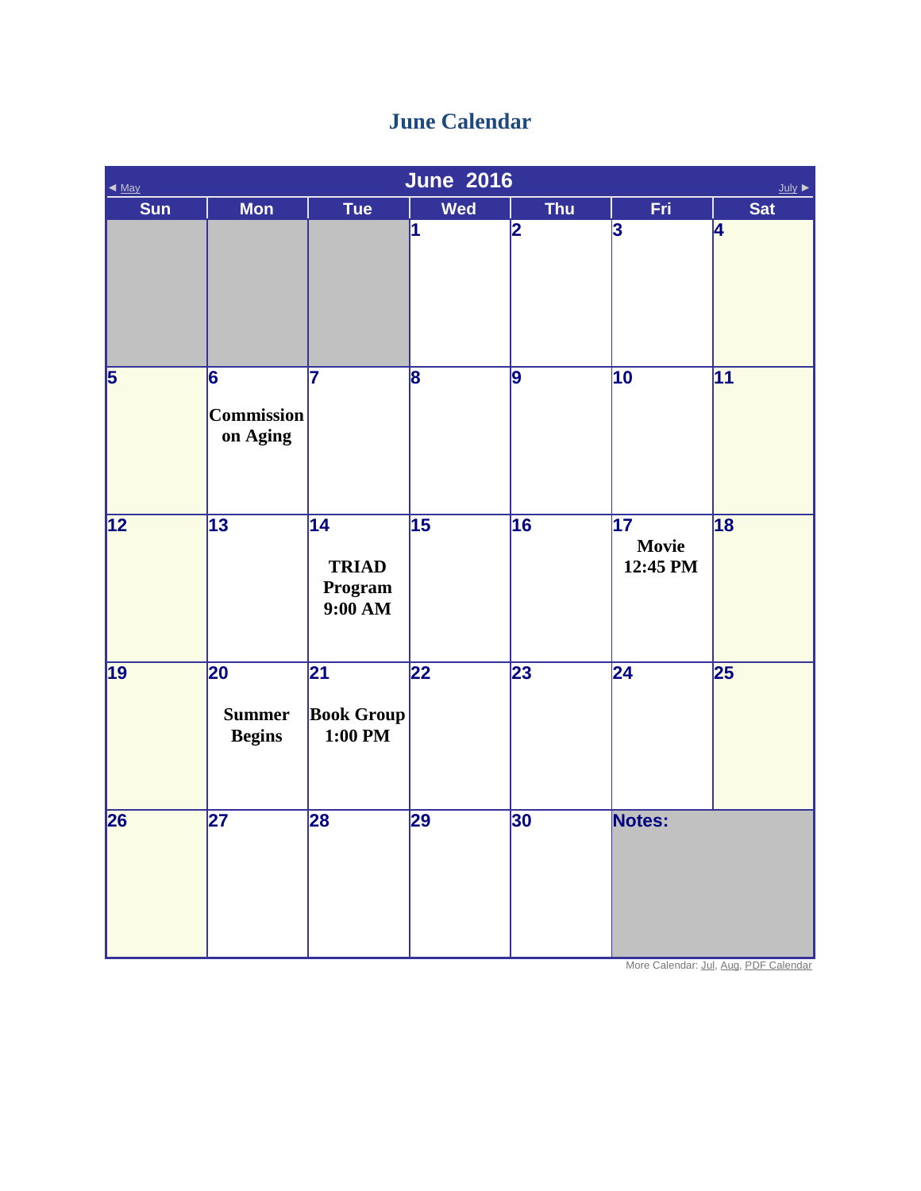# June Calendar

◄ May | June 2016 | July ►

| Sun | Mon | Tue | Wed | Thu | Fri | Sat |
|---|---|---|---|---|---|---|
| | | | 1 | 2 | 3 | 4 |
| 5 | 6 **Commission on Aging** | 7 | 8 | 9 | 10 | 11 |
| 12 | 13 | 14 **TRIAD Program 9:00 AM** | 15 | 16 | 17 **Movie 12:45 PM** | 18 |
| 19 | 20 **Summer Begins** | 21 **Book Group 1:00 PM** | 22 | 23 | 24 | 25 |
| 26 | 27 | 28 | 29 | 30 | Notes: | |

More Calendar: Jul, Aug, PDF Calendar